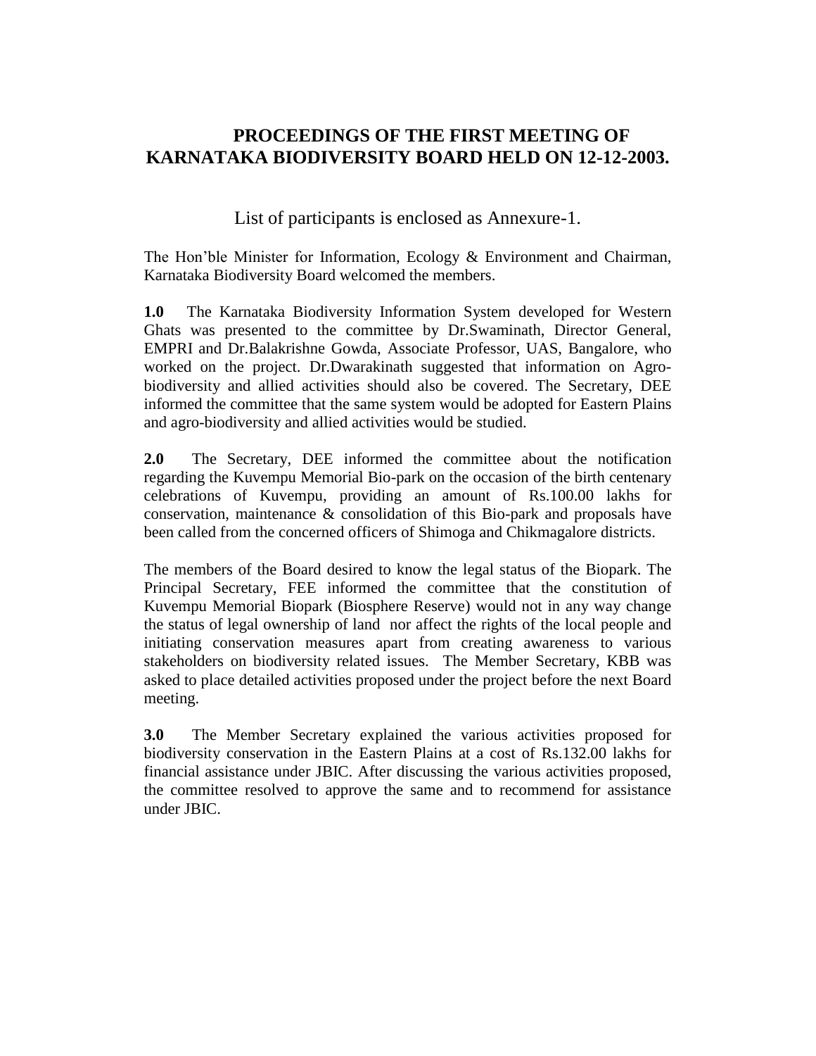# PROCEEDINGS OF THE FIRST MEETING OF KARNATAKA BIODIVERSITY BOARD HELD ON 12-12-2003.

List of participants is enclosed as Annexure-1.

The Hon'ble Minister for Information, Ecology & Environment and Chairman, Karnataka Biodiversity Board welcomed the members.

**1.0** The Karnataka Biodiversity Information System developed for Western Ghats was presented to the committee by Dr.Swaminath, Director General, EMPRI and Dr.Balakrishne Gowda, Associate Professor, UAS, Bangalore, who worked on the project. Dr.Dwarakinath suggested that information on Agro-biodiversity and allied activities should also be covered. The Secretary, DEE informed the committee that the same system would be adopted for Eastern Plains and agro-biodiversity and allied activities would be studied.

**2.0** The Secretary, DEE informed the committee about the notification regarding the Kuvempu Memorial Bio-park on the occasion of the birth centenary celebrations of Kuvempu, providing an amount of Rs.100.00 lakhs for conservation, maintenance & consolidation of this Bio-park and proposals have been called from the concerned officers of Shimoga and Chikmagalore districts.

The members of the Board desired to know the legal status of the Biopark. The Principal Secretary, FEE informed the committee that the constitution of Kuvempu Memorial Biopark (Biosphere Reserve) would not in any way change the status of legal ownership of land nor affect the rights of the local people and initiating conservation measures apart from creating awareness to various stakeholders on biodiversity related issues. The Member Secretary, KBB was asked to place detailed activities proposed under the project before the next Board meeting.

**3.0** The Member Secretary explained the various activities proposed for biodiversity conservation in the Eastern Plains at a cost of Rs.132.00 lakhs for financial assistance under JBIC. After discussing the various activities proposed, the committee resolved to approve the same and to recommend for assistance under JBIC.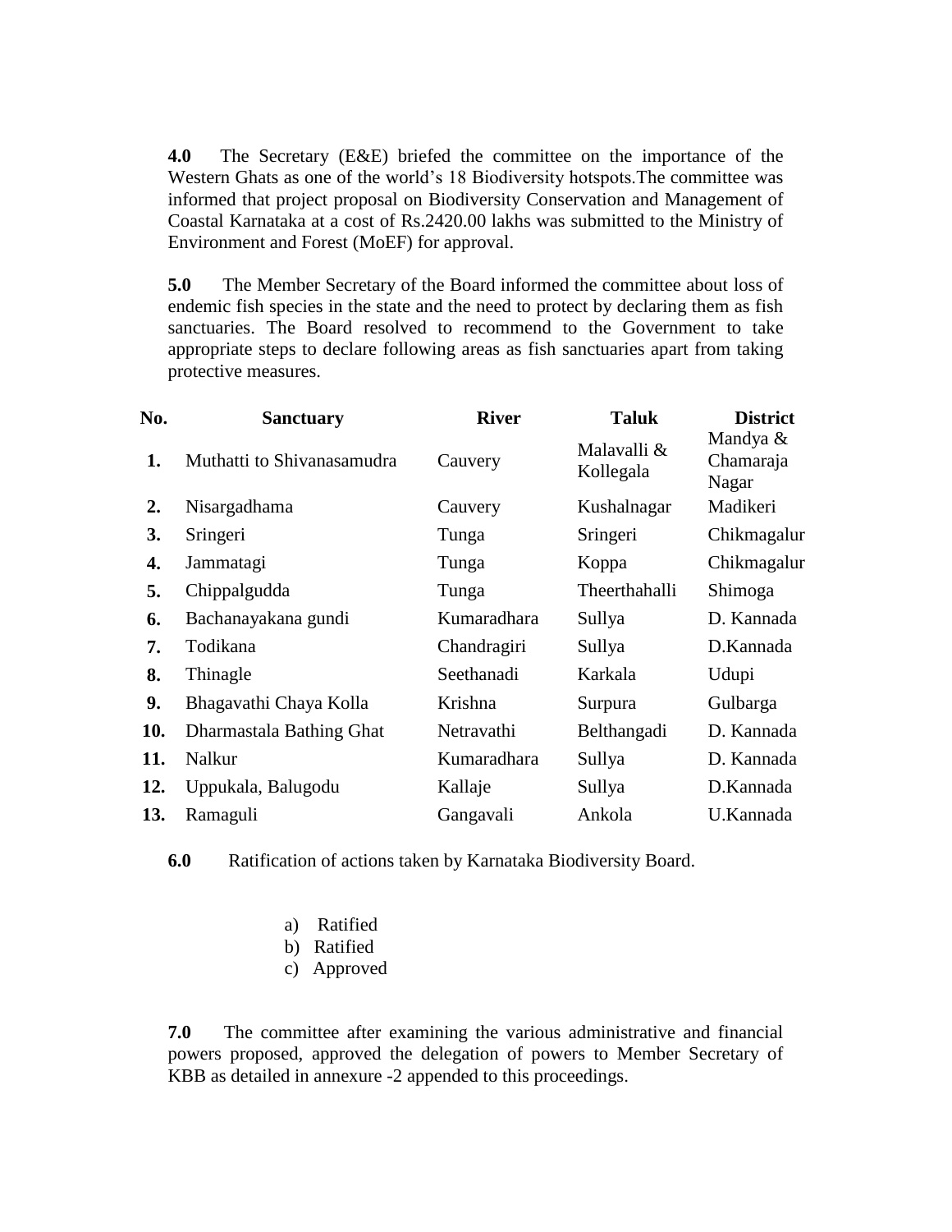**4.0** The Secretary (E&E) briefed the committee on the importance of the Western Ghats as one of the world's 18 Biodiversity hotspots.The committee was informed that project proposal on Biodiversity Conservation and Management of Coastal Karnataka at a cost of Rs.2420.00 lakhs was submitted to the Ministry of Environment and Forest (MoEF) for approval.

**5.0** The Member Secretary of the Board informed the committee about loss of endemic fish species in the state and the need to protect by declaring them as fish sanctuaries. The Board resolved to recommend to the Government to take appropriate steps to declare following areas as fish sanctuaries apart from taking protective measures.

| No. | Sanctuary | River | Taluk | District |
|---|---|---|---|---|
| **1.** | Muthatti to Shivanasamudra | Cauvery | Malavalli & Kollegala | Mandya & Chamaraja Nagar |
| **2.** | Nisargadhama | Cauvery | Kushalnagar | Madikeri |
| **3.** | Sringeri | Tunga | Sringeri | Chikmagalur |
| **4.** | Jammatagi | Tunga | Koppa | Chikmagalur |
| **5.** | Chippalgudda | Tunga | Theerthahalli | Shimoga |
| **6.** | Bachanayakana gundi | Kumaradhara | Sullya | D. Kannada |
| **7.** | Todikana | Chandragiri | Sullya | D.Kannada |
| **8.** | Thinagle | Seethanadi | Karkala | Udupi |
| **9.** | Bhagavathi Chaya Kolla | Krishna | Surpura | Gulbarga |
| **10.** | Dharmastala Bathing Ghat | Netravathi | Belthangadi | D. Kannada |
| **11.** | Nalkur | Kumaradhara | Sullya | D. Kannada |
| **12.** | Uppukala, Balugodu | Kallaje | Sullya | D.Kannada |
| **13.** | Ramaguli | Gangavali | Ankola | U.Kannada |

**6.0** Ratification of actions taken by Karnataka Biodiversity Board.

a) Ratified
b) Ratified
c) Approved

**7.0** The committee after examining the various administrative and financial powers proposed, approved the delegation of powers to Member Secretary of KBB as detailed in annexure -2 appended to this proceedings.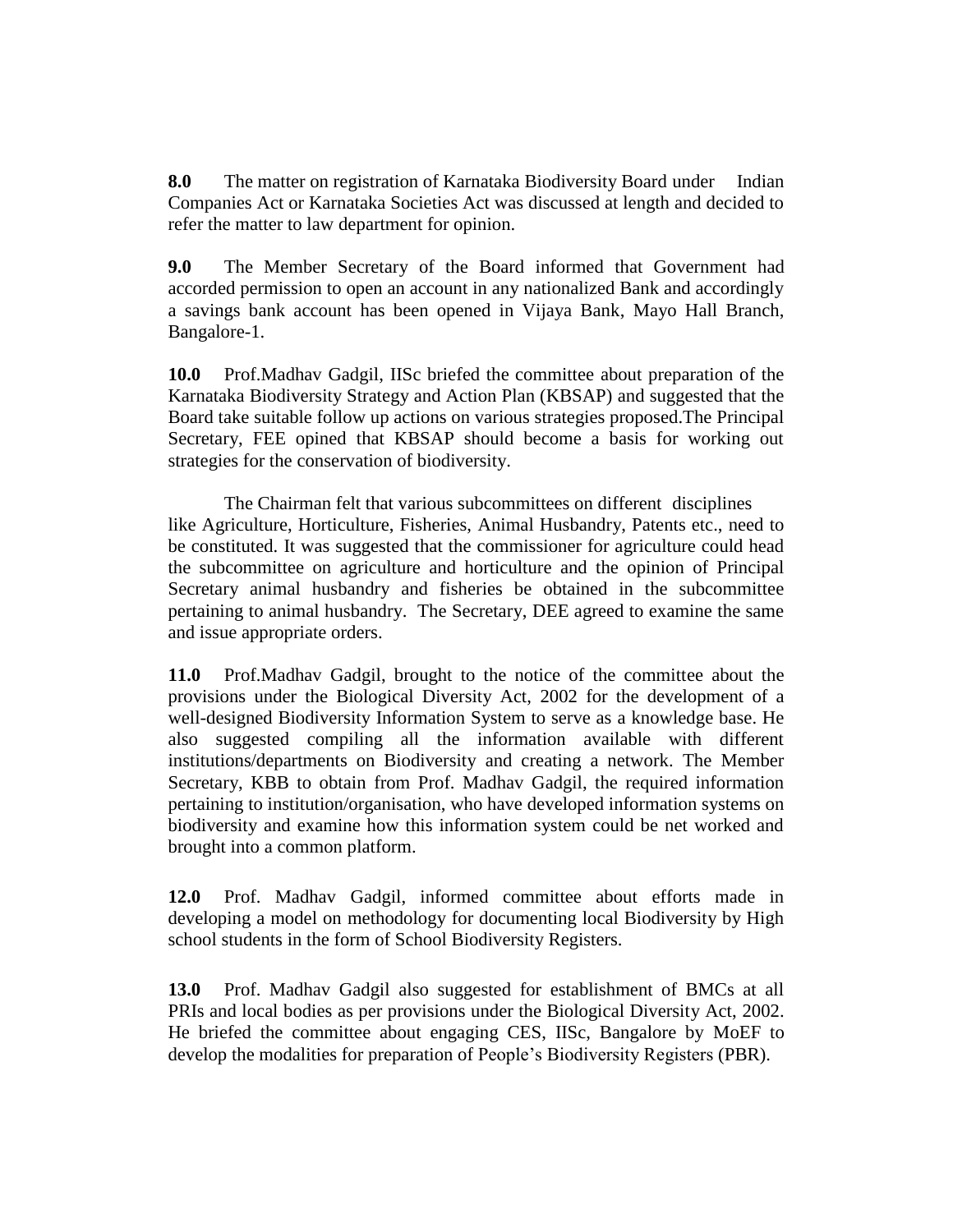**8.0** The matter on registration of Karnataka Biodiversity Board under Indian Companies Act or Karnataka Societies Act was discussed at length and decided to refer the matter to law department for opinion.

**9.0** The Member Secretary of the Board informed that Government had accorded permission to open an account in any nationalized Bank and accordingly a savings bank account has been opened in Vijaya Bank, Mayo Hall Branch, Bangalore-1.

**10.0** Prof.Madhav Gadgil, IISc briefed the committee about preparation of the Karnataka Biodiversity Strategy and Action Plan (KBSAP) and suggested that the Board take suitable follow up actions on various strategies proposed.The Principal Secretary, FEE opined that KBSAP should become a basis for working out strategies for the conservation of biodiversity.

The Chairman felt that various subcommittees on different disciplines like Agriculture, Horticulture, Fisheries, Animal Husbandry, Patents etc., need to be constituted. It was suggested that the commissioner for agriculture could head the subcommittee on agriculture and horticulture and the opinion of Principal Secretary animal husbandry and fisheries be obtained in the subcommittee pertaining to animal husbandry. The Secretary, DEE agreed to examine the same and issue appropriate orders.

**11.0** Prof.Madhav Gadgil, brought to the notice of the committee about the provisions under the Biological Diversity Act, 2002 for the development of a well-designed Biodiversity Information System to serve as a knowledge base. He also suggested compiling all the information available with different institutions/departments on Biodiversity and creating a network. The Member Secretary, KBB to obtain from Prof. Madhav Gadgil, the required information pertaining to institution/organisation, who have developed information systems on biodiversity and examine how this information system could be net worked and brought into a common platform.

**12.0** Prof. Madhav Gadgil, informed committee about efforts made in developing a model on methodology for documenting local Biodiversity by High school students in the form of School Biodiversity Registers.

**13.0** Prof. Madhav Gadgil also suggested for establishment of BMCs at all PRIs and local bodies as per provisions under the Biological Diversity Act, 2002. He briefed the committee about engaging CES, IISc, Bangalore by MoEF to develop the modalities for preparation of People's Biodiversity Registers (PBR).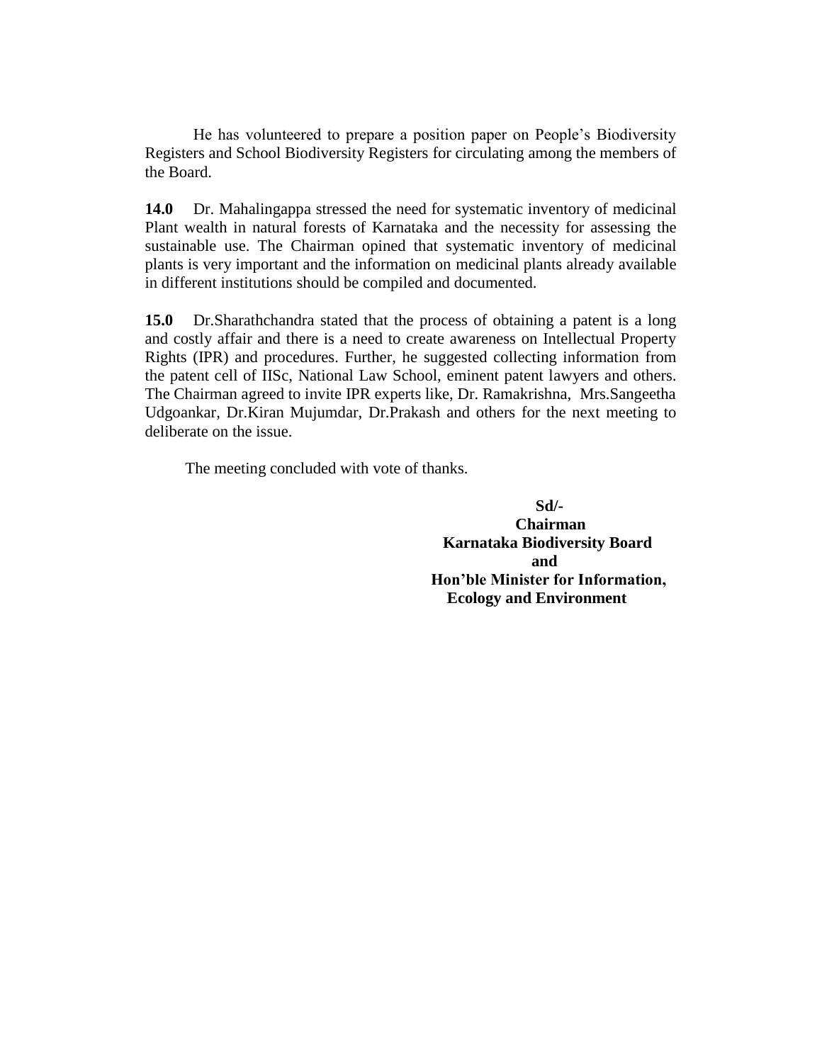He has volunteered to prepare a position paper on People's Biodiversity Registers and School Biodiversity Registers for circulating among the members of the Board.

**14.0** Dr. Mahalingappa stressed the need for systematic inventory of medicinal Plant wealth in natural forests of Karnataka and the necessity for assessing the sustainable use. The Chairman opined that systematic inventory of medicinal plants is very important and the information on medicinal plants already available in different institutions should be compiled and documented.

**15.0** Dr.Sharathchandra stated that the process of obtaining a patent is a long and costly affair and there is a need to create awareness on Intellectual Property Rights (IPR) and procedures. Further, he suggested collecting information from the patent cell of IISc, National Law School, eminent patent lawyers and others. The Chairman agreed to invite IPR experts like, Dr. Ramakrishna, Mrs.Sangeetha Udgoankar, Dr.Kiran Mujumdar, Dr.Prakash and others for the next meeting to deliberate on the issue.

The meeting concluded with vote of thanks.

**Sd/-**
**Chairman**
**Karnataka Biodiversity Board**
**and**
**Hon'ble Minister for Information, Ecology and Environment**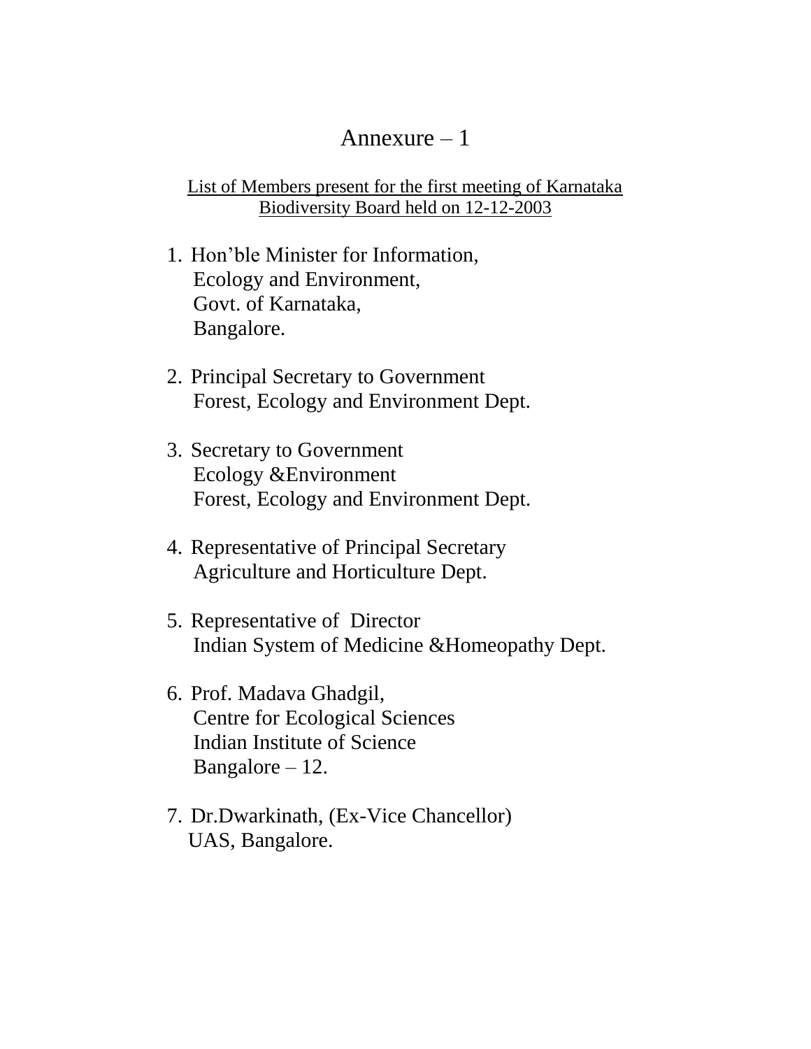# Annexure – 1

List of Members present for the first meeting of Karnataka Biodiversity Board held on 12-12-2003

1. Hon'ble Minister for Information,
   Ecology and Environment,
   Govt. of Karnataka,
   Bangalore.

2. Principal Secretary to Government
   Forest, Ecology and Environment Dept.

3. Secretary to Government
   Ecology &Environment
   Forest, Ecology and Environment Dept.

4. Representative of Principal Secretary
   Agriculture and Horticulture Dept.

5. Representative of Director
   Indian System of Medicine &Homeopathy Dept.

6. Prof. Madava Ghadgil,
   Centre for Ecological Sciences
   Indian Institute of Science
   Bangalore – 12.

7. Dr.Dwarkinath, (Ex-Vice Chancellor)
   UAS, Bangalore.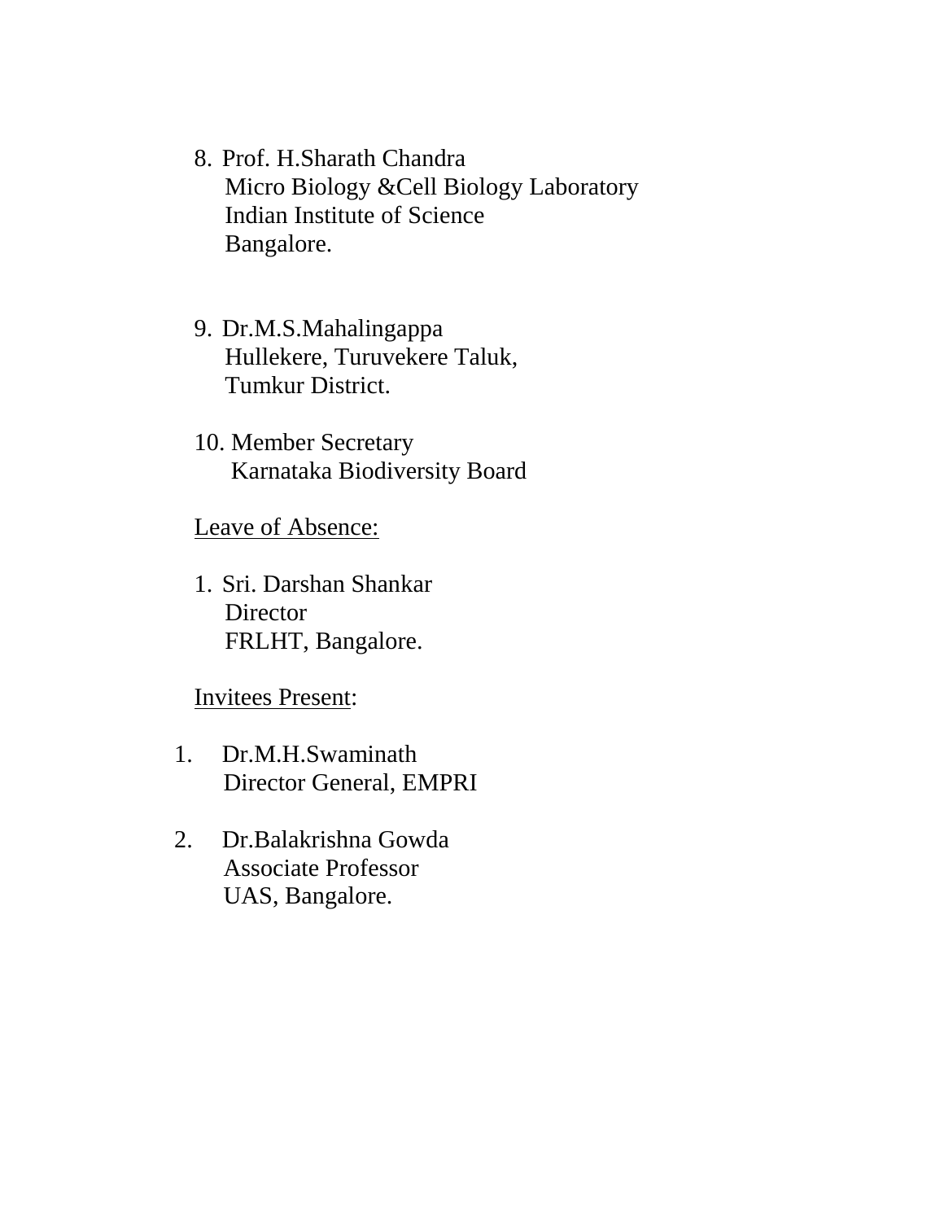8. Prof. H.Sharath Chandra  
   Micro Biology &Cell Biology Laboratory  
   Indian Institute of Science  
   Bangalore.

9. Dr.M.S.Mahalingappa  
   Hullekere, Turuvekere Taluk,  
   Tumkur District.

10. Member Secretary  
    Karnataka Biodiversity Board

<u>Leave of Absence:</u>

1. Sri. Darshan Shankar  
   Director  
   FRLHT, Bangalore.

<u>Invitees Present</u>:

1. Dr.M.H.Swaminath  
   Director General, EMPRI

2. Dr.Balakrishna Gowda  
   Associate Professor  
   UAS, Bangalore.